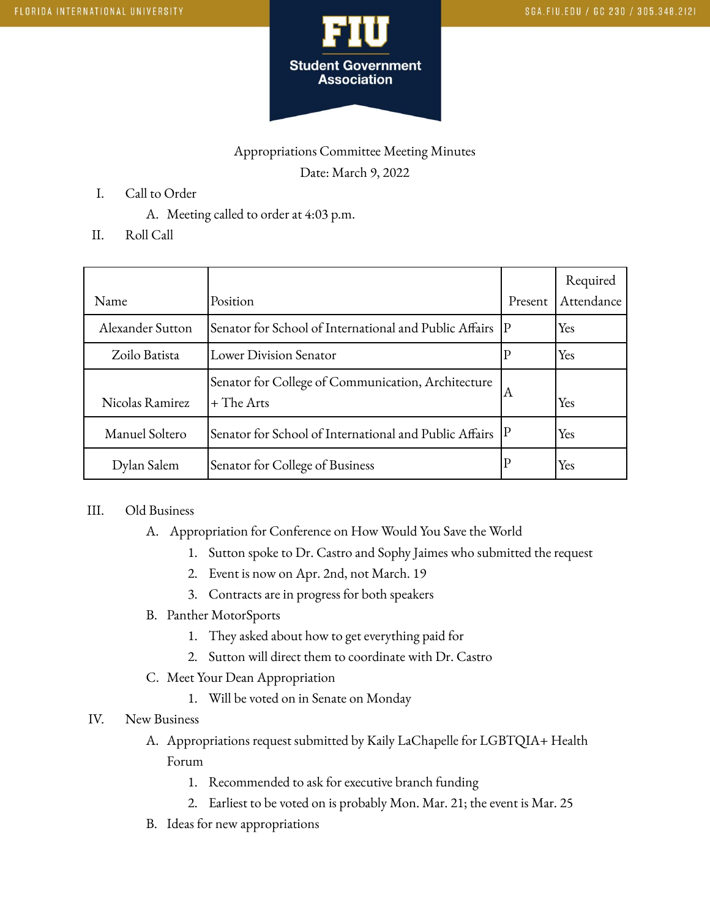# Appropriations Committee Meeting Minutes

Date: March 9, 2022

I. Call to Order
   A. Meeting called to order at 4:03 p.m.

II. Roll Call

| Name | Position | Present | Required Attendance |
|---|---|---|---|
| Alexander Sutton | Senator for School of International and Public Affairs | P | Yes |
| Zoilo Batista | Lower Division Senator | P | Yes |
| Nicolas Ramirez | Senator for College of Communication, Architecture + The Arts | A | Yes |
| Manuel Soltero | Senator for School of International and Public Affairs | P | Yes |
| Dylan Salem | Senator for College of Business | P | Yes |

III. Old Business
   A. Appropriation for Conference on How Would You Save the World
      1. Sutton spoke to Dr. Castro and Sophy Jaimes who submitted the request
      2. Event is now on Apr. 2nd, not March. 19
      3. Contracts are in progress for both speakers
   B. Panther MotorSports
      1. They asked about how to get everything paid for
      2. Sutton will direct them to coordinate with Dr. Castro
   C. Meet Your Dean Appropriation
      1. Will be voted on in Senate on Monday

IV. New Business
   A. Appropriations request submitted by Kaily LaChapelle for LGBTQIA+ Health Forum
      1. Recommended to ask for executive branch funding
      2. Earliest to be voted on is probably Mon. Mar. 21; the event is Mar. 25
   B. Ideas for new appropriations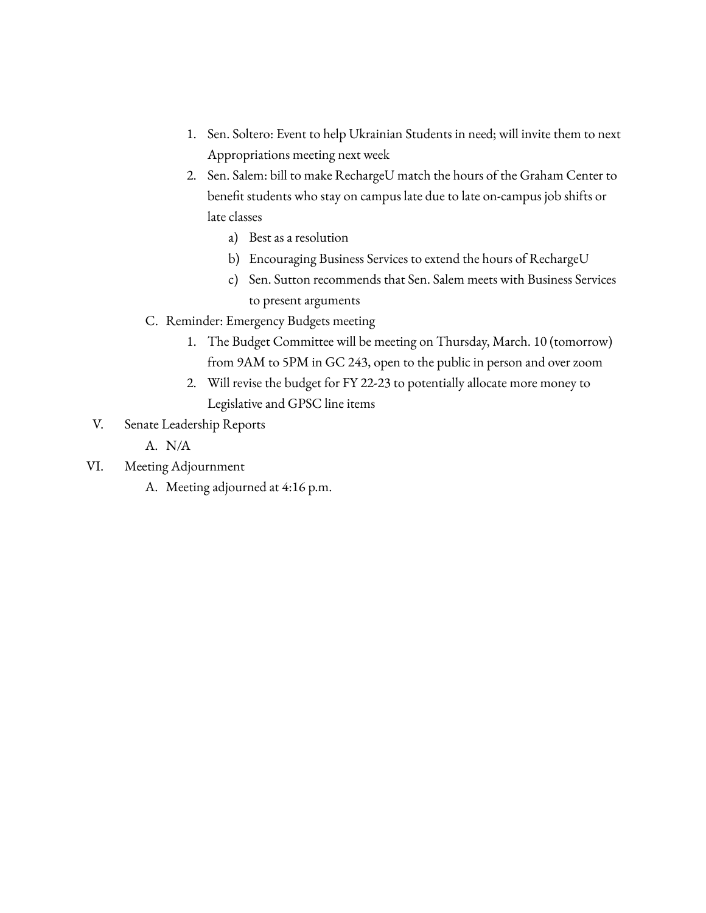1. Sen. Soltero: Event to help Ukrainian Students in need; will invite them to next Appropriations meeting next week
2. Sen. Salem: bill to make RechargeU match the hours of the Graham Center to benefit students who stay on campus late due to late on-campus job shifts or late classes
    a) Best as a resolution
    b) Encouraging Business Services to extend the hours of RechargeU
    c) Sen. Sutton recommends that Sen. Salem meets with Business Services to present arguments

C. Reminder: Emergency Budgets meeting

1. The Budget Committee will be meeting on Thursday, March. 10 (tomorrow) from 9AM to 5PM in GC 243, open to the public in person and over zoom
2. Will revise the budget for FY 22-23 to potentially allocate more money to Legislative and GPSC line items

V. Senate Leadership Reports

A. N/A

VI. Meeting Adjournment

A. Meeting adjourned at 4:16 p.m.